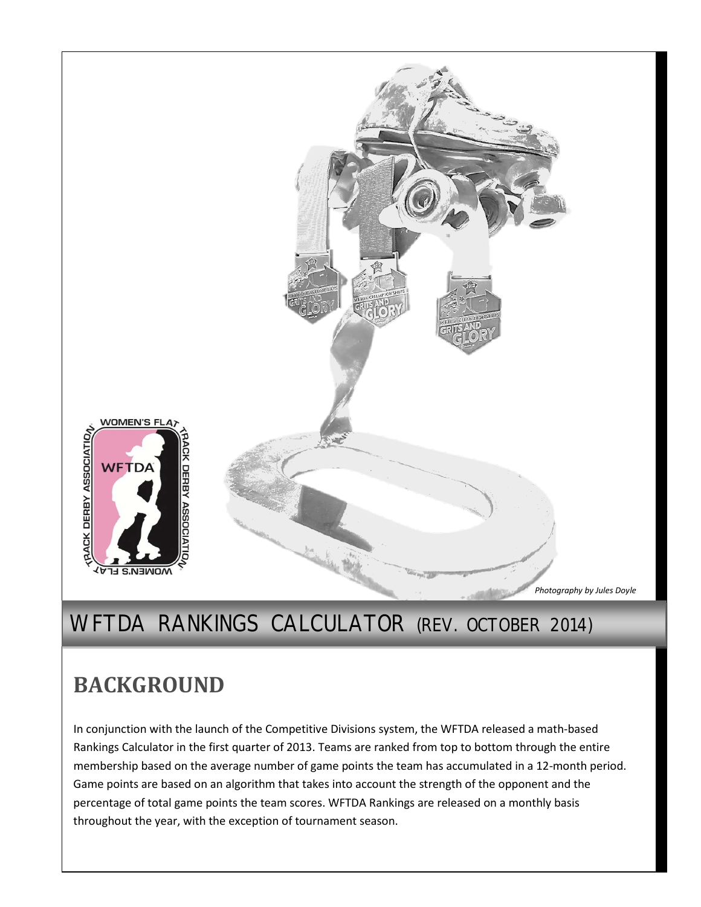*Photography by Jules Doyle*

# WFTDA RANKINGS CALCULATOR (REV. OCTOBER 2014)

## BACKGROUND

In conjunction with the launch of the Competitive Divisions system, the WFTDA released a math-based Rankings Calculator in the first quarter of 2013. Teams are ranked from top to bottom through the entire membership based on the average number of game points the team has accumulated in a 12-month period. Game points are based on an algorithm that takes into account the strength of the opponent and the percentage of total game points the team scores. WFTDA Rankings are released on a monthly basis throughout the year, with the exception of tournament season.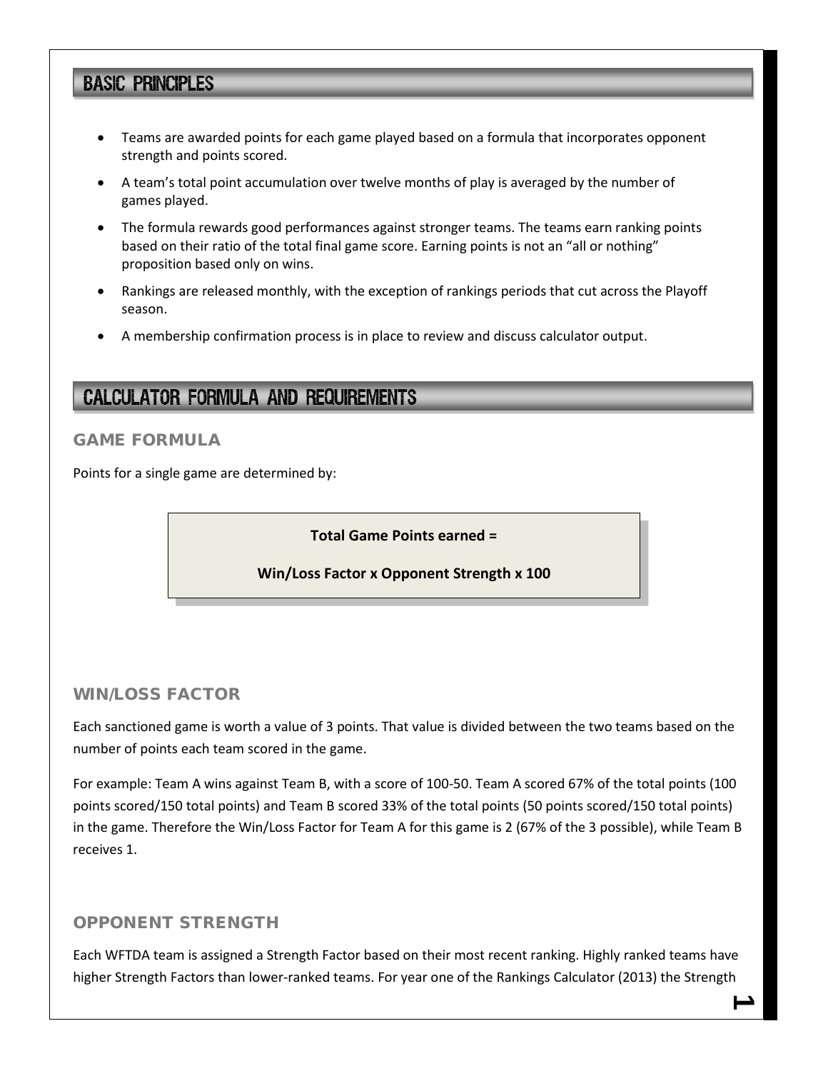## BASIC PRINCIPLES

- Teams are awarded points for each game played based on a formula that incorporates opponent strength and points scored.
- A team's total point accumulation over twelve months of play is averaged by the number of games played.
- The formula rewards good performances against stronger teams. The teams earn ranking points based on their ratio of the total final game score. Earning points is not an "all or nothing" proposition based only on wins.
- Rankings are released monthly, with the exception of rankings periods that cut across the Playoff season.
- A membership confirmation process is in place to review and discuss calculator output.

## CALCULATOR FORMULA AND REQUIREMENTS

### GAME FORMULA

Points for a single game are determined by:

> **Total Game Points earned =**
>
> **Win/Loss Factor x Opponent Strength x 100**

### WIN/LOSS FACTOR

Each sanctioned game is worth a value of 3 points. That value is divided between the two teams based on the number of points each team scored in the game.

For example: Team A wins against Team B, with a score of 100-50. Team A scored 67% of the total points (100 points scored/150 total points) and Team B scored 33% of the total points (50 points scored/150 total points) in the game. Therefore the Win/Loss Factor for Team A for this game is 2 (67% of the 3 possible), while Team B receives 1.

### OPPONENT STRENGTH

Each WFTDA team is assigned a Strength Factor based on their most recent ranking. Highly ranked teams have higher Strength Factors than lower-ranked teams. For year one of the Rankings Calculator (2013) the Strength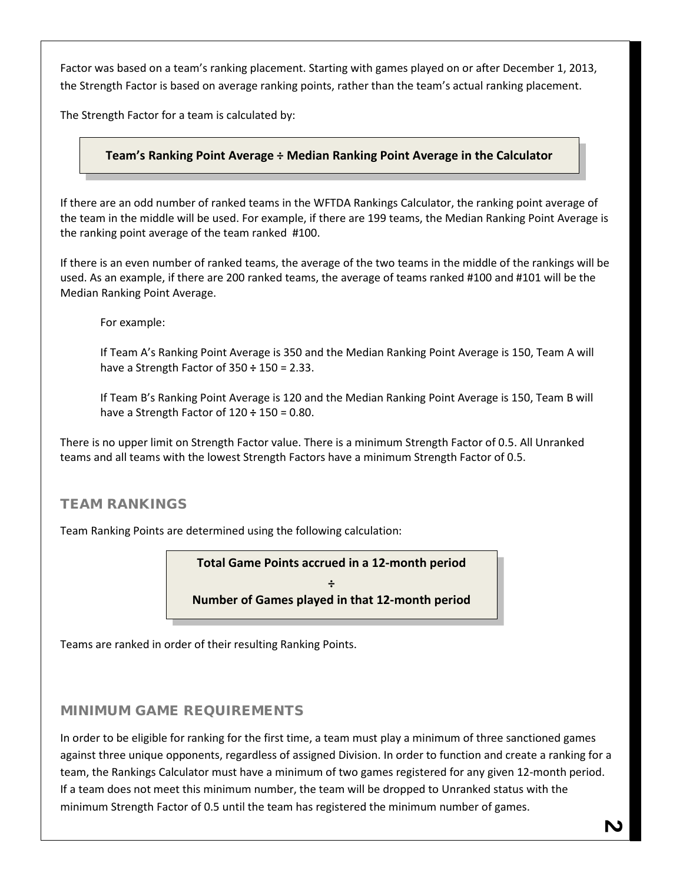Factor was based on a team's ranking placement. Starting with games played on or after December 1, 2013, the Strength Factor is based on average ranking points, rather than the team's actual ranking placement.

The Strength Factor for a team is calculated by:

**Team's Ranking Point Average ÷ Median Ranking Point Average in the Calculator**

If there are an odd number of ranked teams in the WFTDA Rankings Calculator, the ranking point average of the team in the middle will be used. For example, if there are 199 teams, the Median Ranking Point Average is the ranking point average of the team ranked #100.

If there is an even number of ranked teams, the average of the two teams in the middle of the rankings will be used. As an example, if there are 200 ranked teams, the average of teams ranked #100 and #101 will be the Median Ranking Point Average.

For example:

If Team A's Ranking Point Average is 350 and the Median Ranking Point Average is 150, Team A will have a Strength Factor of 350 ÷ 150 = 2.33.

If Team B's Ranking Point Average is 120 and the Median Ranking Point Average is 150, Team B will have a Strength Factor of 120 ÷ 150 = 0.80.

There is no upper limit on Strength Factor value. There is a minimum Strength Factor of 0.5. All Unranked teams and all teams with the lowest Strength Factors have a minimum Strength Factor of 0.5.

## TEAM RANKINGS

Team Ranking Points are determined using the following calculation:

**Total Game Points accrued in a 12-month period**

**÷**

**Number of Games played in that 12-month period**

Teams are ranked in order of their resulting Ranking Points.

## MINIMUM GAME REQUIREMENTS

In order to be eligible for ranking for the first time, a team must play a minimum of three sanctioned games against three unique opponents, regardless of assigned Division. In order to function and create a ranking for a team, the Rankings Calculator must have a minimum of two games registered for any given 12-month period. If a team does not meet this minimum number, the team will be dropped to Unranked status with the minimum Strength Factor of 0.5 until the team has registered the minimum number of games.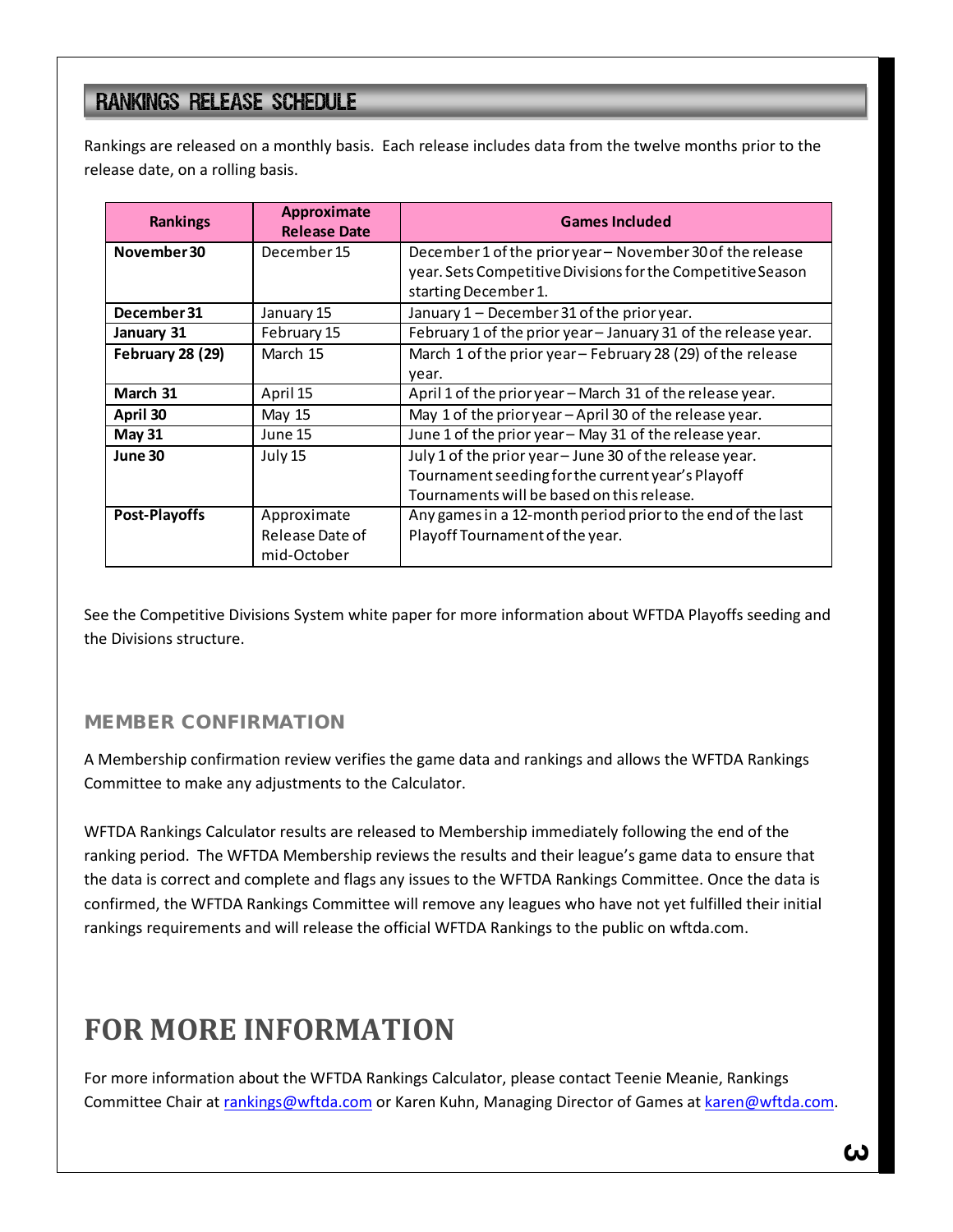## RANKINGS RELEASE SCHEDULE

Rankings are released on a monthly basis. Each release includes data from the twelve months prior to the release date, on a rolling basis.

| Rankings | Approximate Release Date | Games Included |
|---|---|---|
| **November 30** | December 15 | December 1 of the prior year – November 30 of the release year. Sets Competitive Divisions for the Competitive Season starting December 1. |
| **December 31** | January 15 | January 1 – December 31 of the prior year. |
| **January 31** | February 15 | February 1 of the prior year – January 31 of the release year. |
| **February 28 (29)** | March 15 | March 1 of the prior year – February 28 (29) of the release year. |
| **March 31** | April 15 | April 1 of the prior year – March 31 of the release year. |
| **April 30** | May 15 | May 1 of the prior year – April 30 of the release year. |
| **May 31** | June 15 | June 1 of the prior year – May 31 of the release year. |
| **June 30** | July 15 | July 1 of the prior year – June 30 of the release year. Tournament seeding for the current year's Playoff Tournaments will be based on this release. |
| **Post-Playoffs** | Approximate Release Date of mid-October | Any games in a 12-month period prior to the end of the last Playoff Tournament of the year. |

See the Competitive Divisions System white paper for more information about WFTDA Playoffs seeding and the Divisions structure.

### MEMBER CONFIRMATION

A Membership confirmation review verifies the game data and rankings and allows the WFTDA Rankings Committee to make any adjustments to the Calculator.

WFTDA Rankings Calculator results are released to Membership immediately following the end of the ranking period. The WFTDA Membership reviews the results and their league's game data to ensure that the data is correct and complete and flags any issues to the WFTDA Rankings Committee. Once the data is confirmed, the WFTDA Rankings Committee will remove any leagues who have not yet fulfilled their initial rankings requirements and will release the official WFTDA Rankings to the public on wftda.com.

# FOR MORE INFORMATION

For more information about the WFTDA Rankings Calculator, please contact Teenie Meanie, Rankings Committee Chair at rankings@wftda.com or Karen Kuhn, Managing Director of Games at karen@wftda.com.